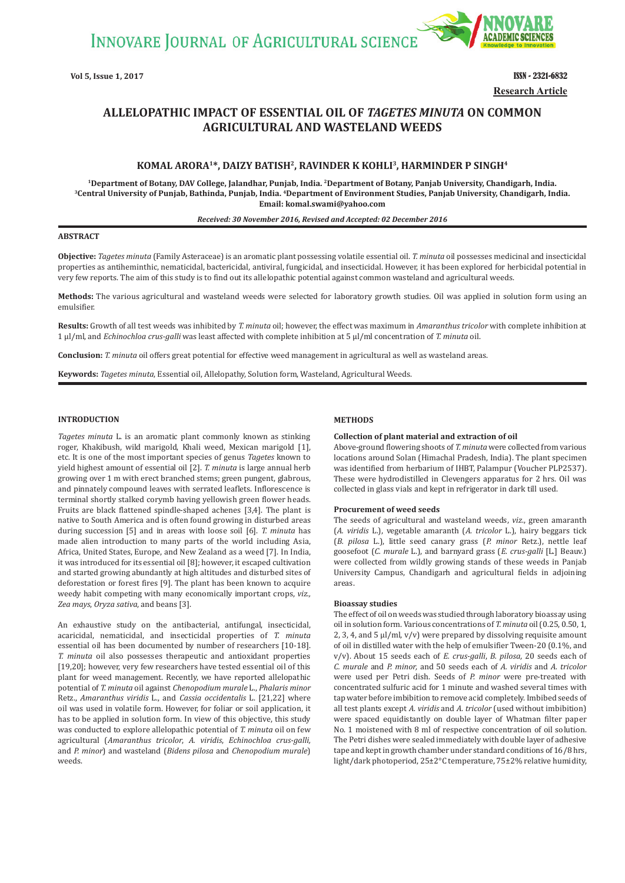**Research Article**

# ALLELOPATHIC IMPACT OF ESSENTIAL OIL OF *TAGETES MINUTA* ON COMMON AGRICULTURAL AND WASTELAND WEEDS

**KOMAL ARORA[1]*, DAIZY BATISH[2], RAVINDER K KOHLI[3], HARMINDER P SINGH[4]**

[1]Department of Botany, DAV College, Jalandhar, Punjab, India. [2]Department of Botany, Panjab University, Chandigarh, India. [3]Central University of Punjab, Bathinda, Punjab, India. [4]Department of Environment Studies, Panjab University, Chandigarh, India. Email: komal.swami@yahoo.com

*Received: 30 November 2016, Revised and Accepted: 02 December 2016*

## ABSTRACT

**Objective:** *Tagetes minuta* (Family Asteraceae) is an aromatic plant possessing volatile essential oil. *T. minuta* oil possesses medicinal and insecticidal properties as antiheminthic, nematicidal, bactericidal, antiviral, fungicidal, and insecticidal. However, it has been explored for herbicidal potential in very few reports. The aim of this study is to find out its allelopathic potential against common wasteland and agricultural weeds.

**Methods:** The various agricultural and wasteland weeds were selected for laboratory growth studies. Oil was applied in solution form using an emulsifier.

**Results:** Growth of all test weeds was inhibited by *T. minuta* oil; however, the effect was maximum in *Amaranthus tricolor* with complete inhibition at 1 μl/ml, and *Echinochloa crus-galli* was least affected with complete inhibition at 5 μl/ml concentration of *T. minuta* oil.

**Conclusion:** *T. minuta* oil offers great potential for effective weed management in agricultural as well as wasteland areas.

**Keywords:** *Tagetes minuta*, Essential oil, Allelopathy, Solution form, Wasteland, Agricultural Weeds.

## INTRODUCTION

*Tagetes minuta* L. is an aromatic plant commonly known as stinking roger, Khakibush, wild marigold, Khali weed, Mexican marigold [1], etc. It is one of the most important species of genus *Tagetes* known to yield highest amount of essential oil [2]. *T. minuta* is large annual herb growing over 1 m with erect branched stems; green pungent, glabrous, and pinnately compound leaves with serrated leaflets. Inflorescence is terminal shortly stalked corymb having yellowish green flower heads. Fruits are black flattened spindle-shaped achenes [3,4]. The plant is native to South America and is often found growing in disturbed areas during succession [5] and in areas with loose soil [6]. *T. minuta* has made alien introduction to many parts of the world including Asia, Africa, United States, Europe, and New Zealand as a weed [7]. In India, it was introduced for its essential oil [8]; however, it escaped cultivation and started growing abundantly at high altitudes and disturbed sites of deforestation or forest fires [9]. The plant has been known to acquire weedy habit competing with many economically important crops, *viz., Zea mays*, *Oryza sativa*, and beans [3].

An exhaustive study on the antibacterial, antifungal, insecticidal, acaricidal, nematicidal, and insecticidal properties of *T. minuta* essential oil has been documented by number of researchers [10-18]. *T. minuta* oil also possesses therapeutic and antioxidant properties [19,20]; however, very few researchers have tested essential oil of this plant for weed management. Recently, we have reported allelopathic potential of *T. minuta* oil against *Chenopodium murale* L., *Phalaris minor* Retz., *Amaranthus viridis* L., and *Cassia occidentalis* L. [21,22] where oil was used in volatile form. However, for foliar or soil application, it has to be applied in solution form. In view of this objective, this study was conducted to explore allelopathic potential of *T. minuta* oil on few agricultural (*Amaranthus tricolor*, *A. viridis*, *Echinochloa crus-galli,* and *P. minor*) and wasteland (*Bidens pilosa* and *Chenopodium murale*) weeds.

## METHODS

### Collection of plant material and extraction of oil

Above-ground flowering shoots of *T. minuta* were collected from various locations around Solan (Himachal Pradesh, India). The plant specimen was identified from herbarium of IHBT, Palampur (Voucher PLP2537). These were hydrodistilled in Clevengers apparatus for 2 hrs. Oil was collected in glass vials and kept in refrigerator in dark till used.

### Procurement of weed seeds

The seeds of agricultural and wasteland weeds, *viz.*, green amaranth (*A. viridis* L.), vegetable amaranth (*A. tricolor* L.), hairy beggars tick (*B. pilosa* L.), little seed canary grass (*P. minor* Retz.), nettle leaf goosefoot (*C. murale* L.), and barnyard grass (*E. crus-galli* [L.] Beauv.) were collected from wildly growing stands of these weeds in Panjab University Campus, Chandigarh and agricultural fields in adjoining areas.

### Bioassay studies

The effect of oil on weeds was studied through laboratory bioassay using oil in solution form. Various concentrations of *T. minuta* oil (0.25, 0.50, 1, 2, 3, 4, and 5 μl/ml, v/v) were prepared by dissolving requisite amount of oil in distilled water with the help of emulsifier Tween-20 (0.1%, and v/v). About 15 seeds each of *E. crus-galli*, *B. pilosa*, 20 seeds each of *C. murale* and *P. minor,* and 50 seeds each of *A. viridis* and *A. tricolor* were used per Petri dish. Seeds of *P. minor* were pre-treated with concentrated sulfuric acid for 1 minute and washed several times with tap water before imbibition to remove acid completely. Imbibed seeds of all test plants except *A. viridis* and *A. tricolor* (used without imbibition) were spaced equidistantly on double layer of Whatman filter paper No. 1 moistened with 8 ml of respective concentration of oil solution. The Petri dishes were sealed immediately with double layer of adhesive tape and kept in growth chamber under standard conditions of 16/8 hrs, light/dark photoperiod, 25±2°C temperature, 75±2% relative humidity,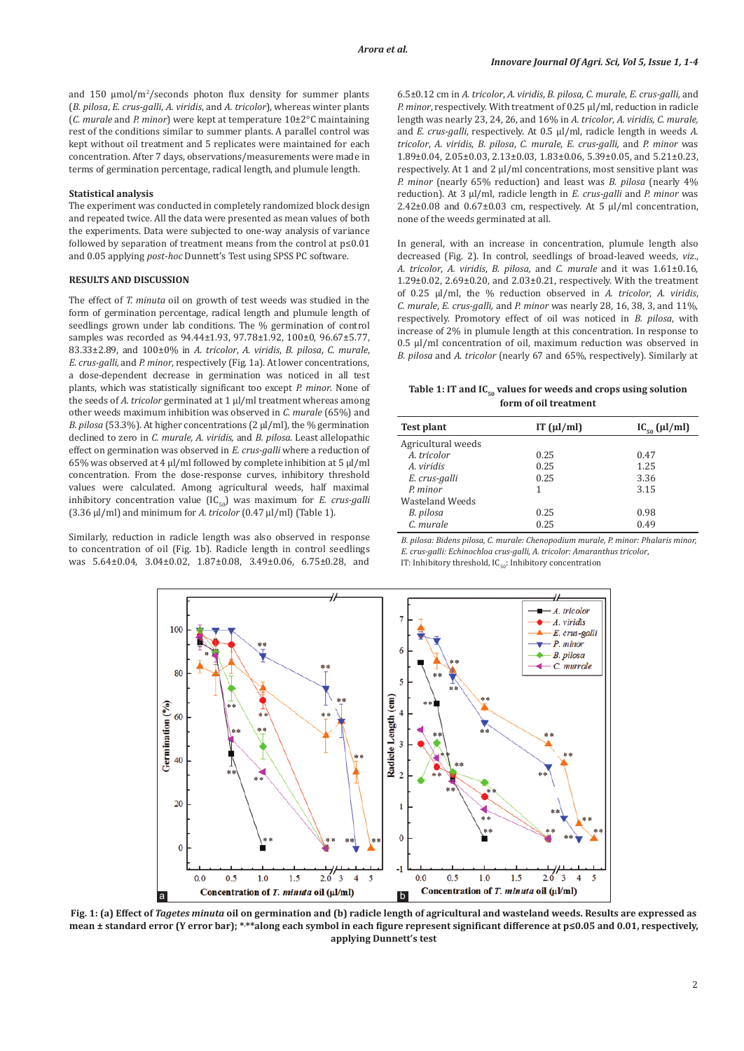and 150 µmol/m$^2$/seconds photon flux density for summer plants (*B. pilosa*, *E. crus-galli*, *A. viridis*, and *A. tricolor*), whereas winter plants (*C. murale* and *P. minor*) were kept at temperature 10±2°C maintaining rest of the conditions similar to summer plants. A parallel control was kept without oil treatment and 5 replicates were maintained for each concentration. After 7 days, observations/measurements were made in terms of germination percentage, radical length, and plumule length.

### Statistical analysis

The experiment was conducted in completely randomized block design and repeated twice. All the data were presented as mean values of both the experiments. Data were subjected to one-way analysis of variance followed by separation of treatment means from the control at p≤0.01 and 0.05 applying *post-hoc* Dunnett's Test using SPSS PC software.

## RESULTS AND DISCUSSION

The effect of *T. minuta* oil on growth of test weeds was studied in the form of germination percentage, radical length and plumule length of seedlings grown under lab conditions. The % germination of control samples was recorded as 94.44±1.93, 97.78±1.92, 100±0, 96.67±5.77, 83.33±2.89, and 100±0% in *A. tricolor*, *A. viridis*, *B. pilosa*, *C. murale*, *E. crus-galli*, and *P. minor*, respectively (Fig. 1a). At lower concentrations, a dose-dependent decrease in germination was noticed in all test plants, which was statistically significant too except *P. minor*. None of the seeds of *A. tricolor* germinated at 1 µl/ml treatment whereas among other weeds maximum inhibition was observed in *C. murale* (65%) and *B. pilosa* (53.3%). At higher concentrations (2 µl/ml), the % germination declined to zero in *C. murale, A. viridis,* and *B. pilosa*. Least allelopathic effect on germination was observed in *E. crus-galli* where a reduction of 65% was observed at 4 µl/ml followed by complete inhibition at 5 µl/ml concentration. From the dose-response curves, inhibitory threshold values were calculated. Among agricultural weeds, half maximal inhibitory concentration value ($IC_{50}$) was maximum for *E. crus-galli* (3.36 µl/ml) and minimum for *A. tricolor* (0.47 µl/ml) (Table 1).

Similarly, reduction in radicle length was also observed in response to concentration of oil (Fig. 1b). Radicle length in control seedlings was 5.64±0.04, 3.04±0.02, 1.87±0.08, 3.49±0.06, 6.75±0.28, and 6.5±0.12 cm in *A. tricolor, A. viridis, B. pilosa, C. murale, E. crus-galli,* and *P. minor*, respectively. With treatment of 0.25 µl/ml, reduction in radicle length was nearly 23, 24, 26, and 16% in *A. tricolor, A. viridis, C. murale,* and *E. crus-galli*, respectively. At 0.5 µl/ml, radicle length in weeds *A. tricolor, A. viridis, B. pilosa, C. murale, E. crus-galli,* and *P. minor* was 1.89±0.04, 2.05±0.03, 2.13±0.03, 1.83±0.06, 5.39±0.05, and 5.21±0.23, respectively. At 1 and 2 µl/ml concentrations, most sensitive plant was *P. minor* (nearly 65% reduction) and least was *B. pilosa* (nearly 4% reduction). At 3 µl/ml, radicle length in *E. crus-galli* and *P. minor* was 2.42±0.08 and 0.67±0.03 cm, respectively. At 5 µl/ml concentration, none of the weeds germinated at all.

In general, with an increase in concentration, plumule length also decreased (Fig. 2). In control, seedlings of broad-leaved weeds, *viz.*, *A. tricolor, A. viridis, B. pilosa,* and *C. murale* and it was 1.61±0.16, 1.29±0.02, 2.69±0.20, and 2.03±0.21, respectively. With the treatment of 0.25 µl/ml, the % reduction observed in *A. tricolor, A. viridis, C. murale, E. crus-galli,* and *P. minor* was nearly 28, 16, 38, 3, and 11%, respectively. Promotory effect of oil was noticed in *B. pilosa*, with increase of 2% in plumule length at this concentration. In response to 0.5 µl/ml concentration of oil, maximum reduction was observed in *B. pilosa* and *A. tricolor* (nearly 67 and 65%, respectively). Similarly at

**Table 1: IT and $IC_{50}$ values for weeds and crops using solution form of oil treatment**

| Test plant | IT (µl/ml) | $IC_{50}$ (µl/ml) |
|---|---|---|
| Agricultural weeds | | |
| *A. tricolor* | 0.25 | 0.47 |
| *A. viridis* | 0.25 | 1.25 |
| *E. crus-galli* | 0.25 | 3.36 |
| *P. minor* | 1 | 3.15 |
| Wasteland Weeds | | |
| *B. pilosa* | 0.25 | 0.98 |
| *C. murale* | 0.25 | 0.49 |

*B. pilosa: Bidens pilosa, C. murale: Chenopodium murale, P. minor: Phalaris minor, E. crus-galli: Echinochloa crus-galli, A. tricolor: Amaranthus tricolor,*
IT: Inhibitory threshold, $IC_{50}$: Inhibitory concentration

**Fig. 1: (a) Effect of *Tagetes minuta* oil on germination and (b) radicle length of agricultural and wasteland weeds. Results are expressed as mean ± standard error (Y error bar); *,**along each symbol in each figure represent significant difference at p≤0.05 and 0.01, respectively, applying Dunnett's test**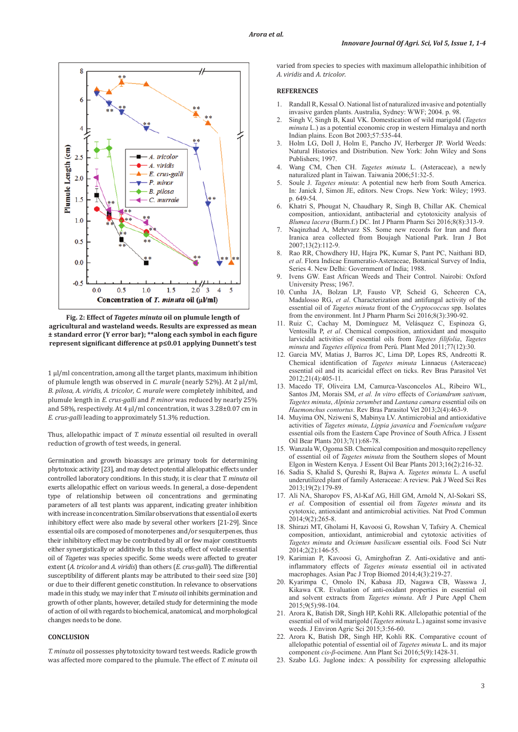Fig. 2: Effect of *Tagetes minuta* oil on plumule length of agricultural and wasteland weeds. Results are expressed as mean ± standard error (Y error bar); **along each symbol in each figure represent significant difference at p≤0.01 applying Dunnett's test

1 µl/ml concentration, among all the target plants, maximum inhibition of plumule length was observed in *C. murale* (nearly 52%). At 2 µl/ml, *B. pilosa*, *A. viridis*, *A. tricolor*, *C. murale* were completely inhibited, and plumule length in *E. crus-galli* and *P. minor* was reduced by nearly 25% and 58%, respectively. At 4 µl/ml concentration, it was 3.28±0.07 cm in *E. crus-galli* leading to approximately 51.3% reduction.

Thus, allelopathic impact of *T. minuta* essential oil resulted in overall reduction of growth of test weeds, in general.

Germination and growth bioassays are primary tools for determining phytotoxic activity [23], and may detect potential allelopathic effects under controlled laboratory conditions. In this study, it is clear that *T. minuta* oil exerts allelopathic effect on various weeds. In general, a dose-dependent type of relationship between oil concentrations and germinating parameters of all test plants was apparent, indicating greater inhibition with increase in concentration. Similar observations that essential oil exerts inhibitory effect were also made by several other workers [21-29]. Since essential oils are composed of monoterpenes and/or sesquiterpenes, thus their inhibitory effect may be contributed by all or few major constituents either synergistically or additively. In this study, effect of volatile essential oil of *Tagetes* was species specific. Some weeds were affected to greater extent (*A. tricolor* and *A. viridis*) than others (*E. crus-galli*). The differential susceptibility of different plants may be attributed to their seed size [30] or due to their different genetic constitution. In relevance to observations made in this study, we may infer that *T. minuta* oil inhibits germination and growth of other plants, however, detailed study for determining the mode of action of oil with regards to biochemical, anatomical, and morphological changes needs to be done.

## CONCLUSION

*T. minuta* oil possesses phytotoxicity toward test weeds. Radicle growth was affected more compared to the plumule. The effect of *T. minuta* oil varied from species to species with maximum allelopathic inhibition of *A. viridis* and *A. tricolor*.

## REFERENCES

1. Randall R, Kessal O. National list of naturalized invasive and potentially invasive garden plants. Australia, Sydney: WWF; 2004. p. 98.
2. Singh V, Singh B, Kaul VK. Domestication of wild marigold (*Tagetes minuta* L.) as a potential economic crop in western Himalaya and north Indian plains. Econ Bot 2003;57:535-44.
3. Holm LG, Doll J, Holm E, Pancho JV, Herberger JP. World Weeds: Natural Histories and Distribution. New York: John Wiley and Sons Publishers; 1997.
4. Wang CM, Chen CH. *Tagetes minuta* L. (Asteraceae), a newly naturalized plant in Taiwan. Taiwania 2006;51:32-5.
5. Soule J. *Tagetes minuta*: A potential new herb from South America. In: Janick J, Simon JE, editors. New Crops. New York: Wiley; 1993. p. 649-54.
6. Khatri S, Phougat N, Chaudhary R, Singh B, Chillar AK. Chemical composition, antioxidant, antibacterial and cytotoxicity analysis of *Blumea lacera* (Burm.f.) DC. Int J Pharm Pharm Sci 2016;8(8):313-9.
7. Naqinzhad A, Mehrvarz SS. Some new records for Iran and flora Iranica area collected from Boujagh National Park. Iran J Bot 2007;13(2):112-9.
8. Rao RR, Chowdhery HJ, Hajra PK, Kumar S, Pant PC, Naithani BD, *et al*. Flora Indicae Enumeratio-Asteraceae, Botanical Survey of India, Series 4. New Delhi: Government of India; 1988.
9. Ivens GW. East African Weeds and Their Control. Nairobi: Oxford University Press; 1967.
10. Cunha JA, Bolzan LP, Fausto VP, Scheid G, Scheeren CA, Madalosso RG, *et al*. Characterization and antifungal activity of the essential oil of *Tagetes minuta* front of the *Cryptococcus* spp. Isolates from the environment. Int J Pharm Pharm Sci 2016;8(3):390-92.
11. Ruiz C, Cachay M, Domínguez M, Velásquez C, Espinoza G, Ventosilla P, *et al*. Chemical composition, antioxidant and mosquito larvicidal activities of essential oils from *Tagetes filifolia*, *Tagetes minuta* and *Tagetes elliptica* from Perú. Plant Med 2011;77(12):30.
12. Garcia MV, Matias J, Barros JC, Lima DP, Lopes RS, Andreotti R. Chemical identification of *Tagetes minuta* Linnaeus (Asteraceae) essential oil and its acaricidal effect on ticks. Rev Bras Parasitol Vet 2012;21(4):405-11.
13. Macedo TF, Oliveira LM, Camurca-Vasconcelos AL, Ribeiro WL, Santos JM, Morais SM, *et al*. *In vitro* effects of *Coriandrum sativum*, *Tagetes minuta*, *Alpinia zerumbet* and *Lantana camara* essential oils on *Haemonchus contortus*. Rev Bras Parasitol Vet 2013;2(4):463-9.
14. Muyima ON, Nziweni S, Mabinya LV. Antimicrobial and antioxidative activities of *Tagetes minuta*, *Lippia javanica* and *Foeniculum vulgare* essential oils from the Eastern Cape Province of South Africa. J Essent Oil Bear Plants 2013;7(1):68-78.
15. Wanzala W, Ogoma SB. Chemical composition and mosquito repellency of essential oil of *Tagetes minuta* from the Southern slopes of Mount Elgon in Western Kenya. J Essent Oil Bear Plants 2013;16(2):216-32.
16. Sadia S, Khalid S, Qureshi R, Bajwa A. *Tagetes minuta* L. A useful underutilized plant of family Asteraceae: A review. Pak J Weed Sci Res 2013;19(2):179-89.
17. Ali NA, Sharopov FS, Al-Kaf AG, Hill GM, Arnold N, Al-Sokari SS, *et al*. Composition of essential oil from *Tagetes minuta* and its cytotoxic, antioxidant and antimicrobial activities. Nat Prod Commun 2014;9(2):265-8.
18. Shirazi MT, Gholami H, Kavoosi G, Rowshan V, Tafsiry A. Chemical composition, antioxidant, antimicrobial and cytotoxic activities of *Tagetes minuta* and *Ocimum basilicum* essential oils. Food Sci Nutr 2014;2(2):146-55.
19. Karimian P, Kavoosi G, Amirghofran Z. Anti-oxidative and anti-inflammatory effects of *Tagetes minuta* essential oil in activated macrophages. Asian Pac J Trop Biomed 2014;4(3):219-27.
20. Kyarimpa C, Omolo IN, Kabasa JD, Nagawa CB, Wasswa J, Kikawa CR. Evaluation of anti-oxidant properties in essential oil and solvent extracts from *Tagetes minuta*. Afr J Pure Appl Chem 2015;9(5):98-104.
21. Arora K, Batish DR, Singh HP, Kohli RK. Allelopathic potential of the essential oil of wild marigold (*Tagetes minuta* L.) against some invasive weeds. J Environ Agric Sci 2015;3:56-60.
22. Arora K, Batish DR, Singh HP, Kohli RK. Comparative ccount of allelopathic potential of essential oil of *Tagetes minuta* L. and its major component *cis-β*-ocimene. Ann Plant Sci 2016;5(9):1428-31.
23. Szabo LG. Juglone index: A possibility for expressing allelopathic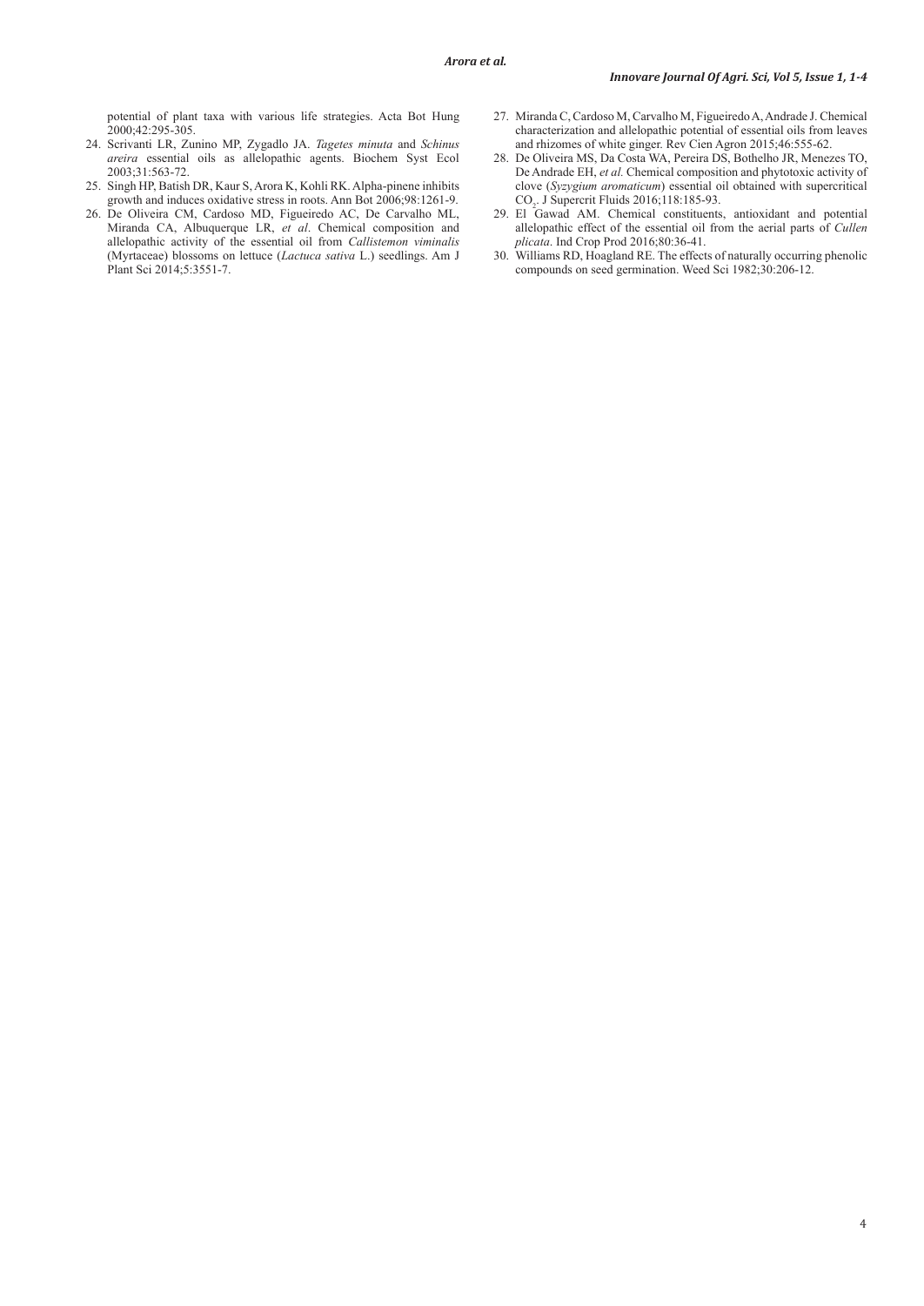potential of plant taxa with various life strategies. Acta Bot Hung 2000;42:295-305.

24. Scrivanti LR, Zunino MP, Zygadlo JA. *Tagetes minuta* and *Schinus areira* essential oils as allelopathic agents. Biochem Syst Ecol 2003;31:563-72.
25. Singh HP, Batish DR, Kaur S, Arora K, Kohli RK. Alpha-pinene inhibits growth and induces oxidative stress in roots. Ann Bot 2006;98:1261-9.
26. De Oliveira CM, Cardoso MD, Figueiredo AC, De Carvalho ML, Miranda CA, Albuquerque LR, *et al*. Chemical composition and allelopathic activity of the essential oil from *Callistemon viminalis* (Myrtaceae) blossoms on lettuce (*Lactuca sativa* L.) seedlings. Am J Plant Sci 2014;5:3551-7.
27. Miranda C, Cardoso M, Carvalho M, Figueiredo A, Andrade J. Chemical characterization and allelopathic potential of essential oils from leaves and rhizomes of white ginger. Rev Cien Agron 2015;46:555-62.
28. De Oliveira MS, Da Costa WA, Pereira DS, Bothelho JR, Menezes TO, De Andrade EH, *et al.* Chemical composition and phytotoxic activity of clove (*Syzygium aromaticum*) essential oil obtained with supercritical $CO_2$. J Supercrit Fluids 2016;118:185-93.
29. El Gawad AM. Chemical constituents, antioxidant and potential allelopathic effect of the essential oil from the aerial parts of *Cullen plicata*. Ind Crop Prod 2016;80:36-41.
30. Williams RD, Hoagland RE. The effects of naturally occurring phenolic compounds on seed germination. Weed Sci 1982;30:206-12.